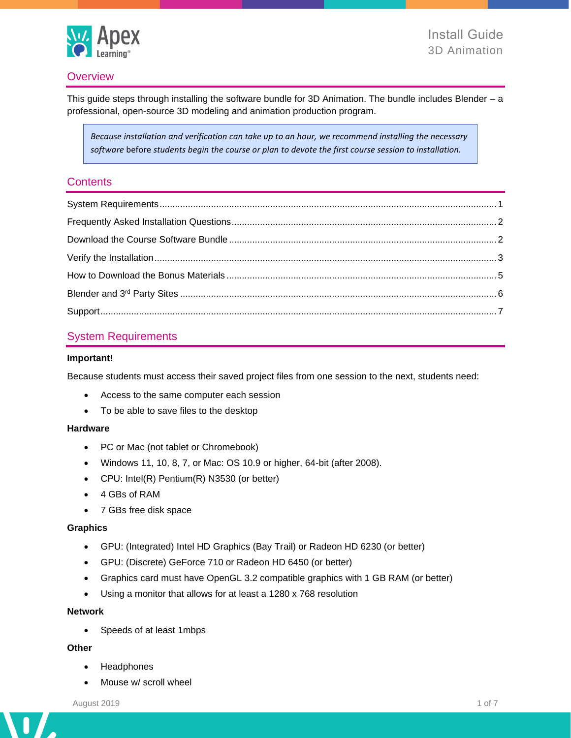# Install Guide
## 3D Animation

## Overview

This guide steps through installing the software bundle for 3D Animation. The bundle includes Blender – a professional, open-source 3D modeling and animation production program.

> *Because installation and verification can take up to an hour, we recommend installing the necessary software* before *students begin the course or plan to devote the first course session to installation.*

## Contents

- System Requirements ........ 1
- Frequently Asked Installation Questions ........ 2
- Download the Course Software Bundle ........ 2
- Verify the Installation ........ 3
- How to Download the Bonus Materials ........ 5
- Blender and 3rd Party Sites ........ 6
- Support ........ 7

## System Requirements

**Important!**

Because students must access their saved project files from one session to the next, students need:

- Access to the same computer each session
- To be able to save files to the desktop

**Hardware**

- PC or Mac (not tablet or Chromebook)
- Windows 11, 10, 8, 7, or Mac: OS 10.9 or higher, 64-bit (after 2008).
- CPU: Intel(R) Pentium(R) N3530 (or better)
- 4 GBs of RAM
- 7 GBs free disk space

**Graphics**

- GPU: (Integrated) Intel HD Graphics (Bay Trail) or Radeon HD 6230 (or better)
- GPU: (Discrete) GeForce 710 or Radeon HD 6450 (or better)
- Graphics card must have OpenGL 3.2 compatible graphics with 1 GB RAM (or better)
- Using a monitor that allows for at least a 1280 x 768 resolution

**Network**

- Speeds of at least 1mbps

**Other**

- Headphones
- Mouse w/ scroll wheel

August 2019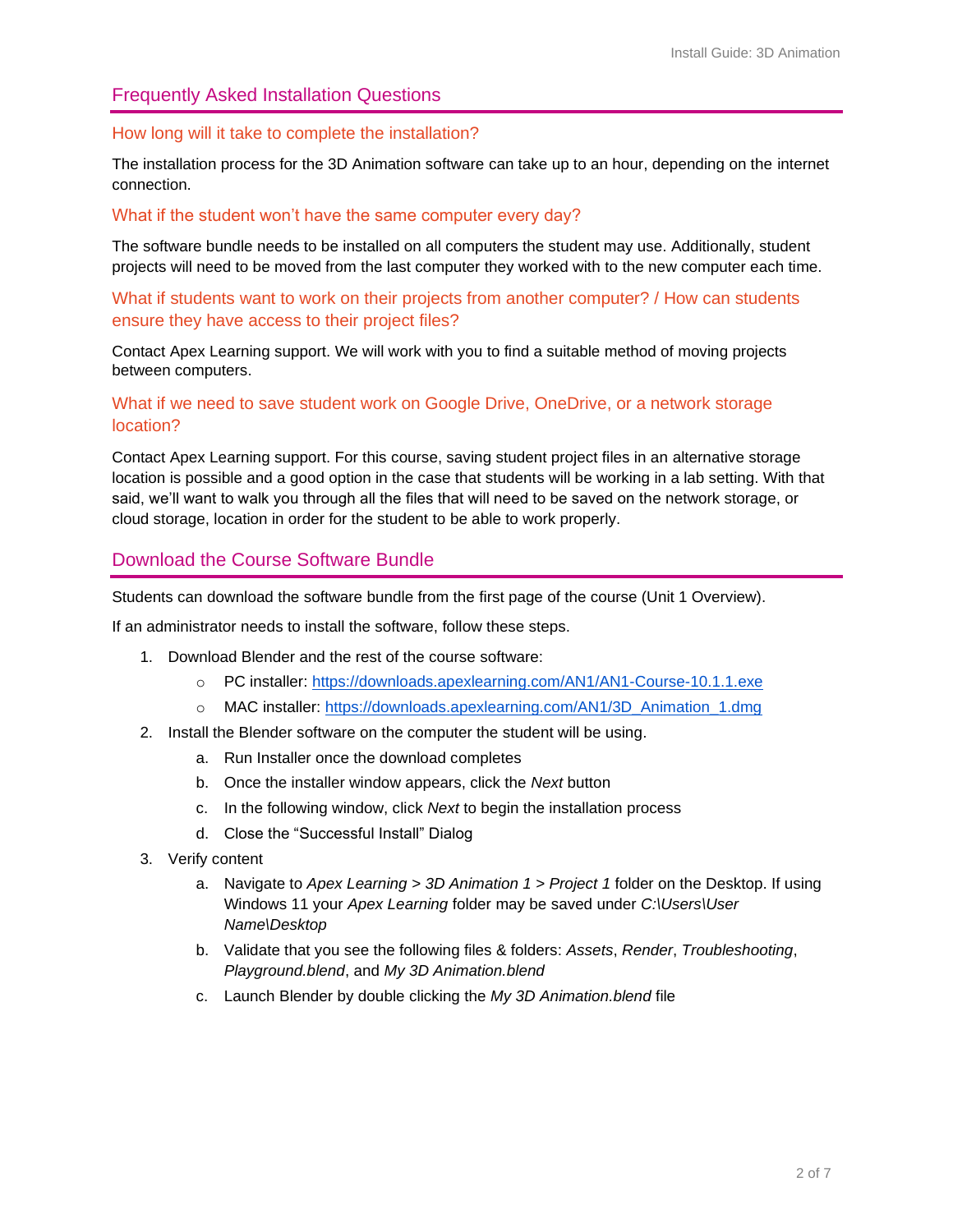## Frequently Asked Installation Questions

### How long will it take to complete the installation?

The installation process for the 3D Animation software can take up to an hour, depending on the internet connection.

### What if the student won't have the same computer every day?

The software bundle needs to be installed on all computers the student may use. Additionally, student projects will need to be moved from the last computer they worked with to the new computer each time.

### What if students want to work on their projects from another computer? / How can students ensure they have access to their project files?

Contact Apex Learning support. We will work with you to find a suitable method of moving projects between computers.

### What if we need to save student work on Google Drive, OneDrive, or a network storage location?

Contact Apex Learning support. For this course, saving student project files in an alternative storage location is possible and a good option in the case that students will be working in a lab setting. With that said, we'll want to walk you through all the files that will need to be saved on the network storage, or cloud storage, location in order for the student to be able to work properly.

## Download the Course Software Bundle

Students can download the software bundle from the first page of the course (Unit 1 Overview).

If an administrator needs to install the software, follow these steps.

1. Download Blender and the rest of the course software:
   - PC installer: [https://downloads.apexlearning.com/AN1/AN1-Course-10.1.1.exe](https://downloads.apexlearning.com/AN1/AN1-Course-10.1.1.exe)
   - MAC installer: [https://downloads.apexlearning.com/AN1/3D_Animation_1.dmg](https://downloads.apexlearning.com/AN1/3D_Animation_1.dmg)
2. Install the Blender software on the computer the student will be using.
   a. Run Installer once the download completes
   b. Once the installer window appears, click the *Next* button
   c. In the following window, click *Next* to begin the installation process
   d. Close the "Successful Install" Dialog
3. Verify content
   a. Navigate to *Apex Learning > 3D Animation 1 > Project 1* folder on the Desktop. If using Windows 11 your *Apex Learning* folder may be saved under *C:\Users\User Name\Desktop*
   b. Validate that you see the following files & folders: *Assets*, *Render*, *Troubleshooting*, *Playground.blend*, and *My 3D Animation.blend*
   c. Launch Blender by double clicking the *My 3D Animation.blend* file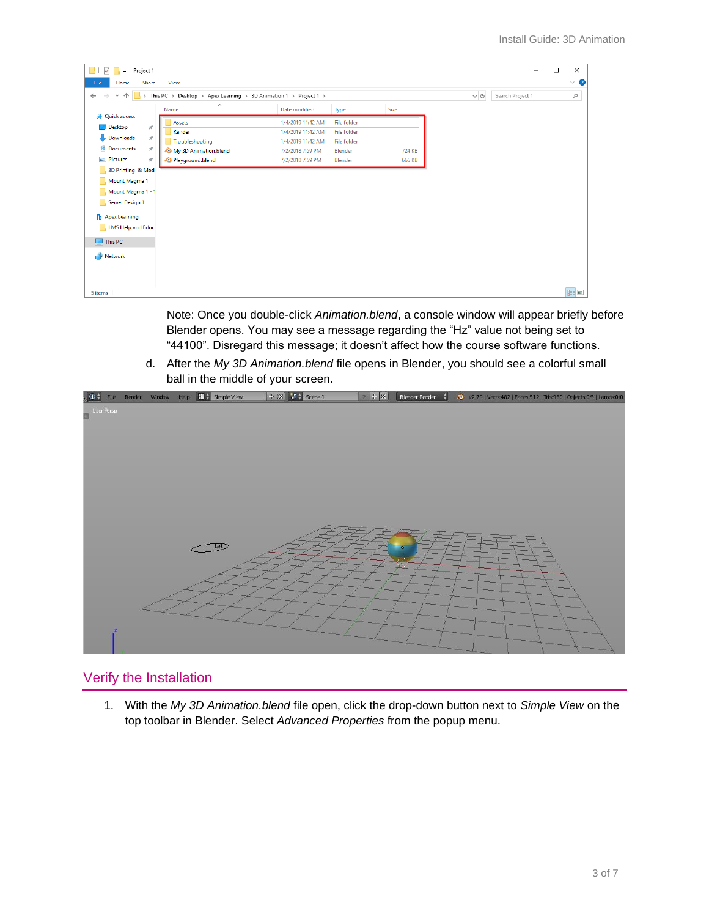Note: Once you double-click *Animation.blend*, a console window will appear briefly before Blender opens. You may see a message regarding the “Hz” value not being set to “44100”. Disregard this message; it doesn’t affect how the course software functions.

d. After the *My 3D Animation.blend* file opens in Blender, you should see a colorful small ball in the middle of your screen.

## Verify the Installation

1. With the *My 3D Animation.blend* file open, click the drop-down button next to *Simple View* on the top toolbar in Blender. Select *Advanced Properties* from the popup menu.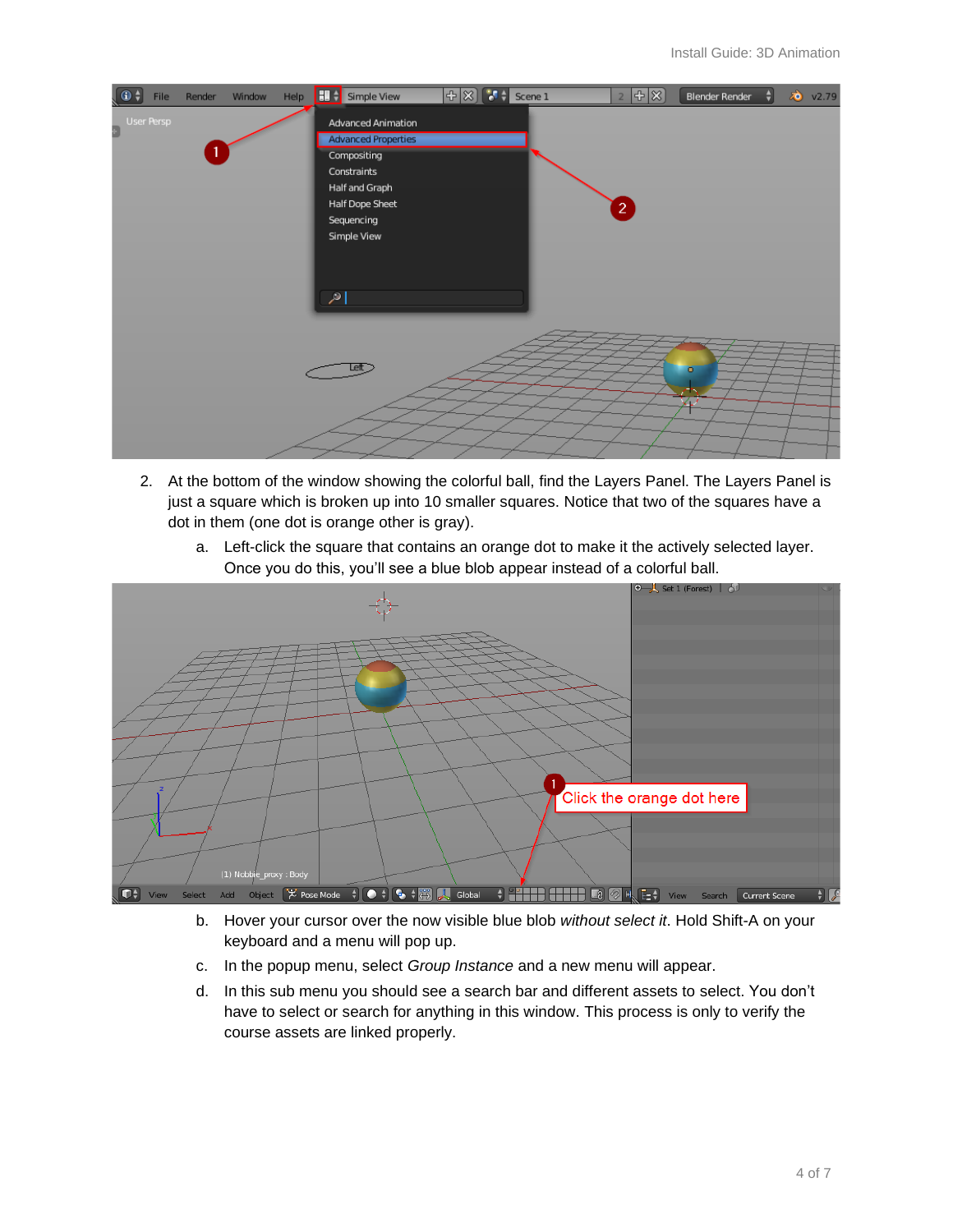2. At the bottom of the window showing the colorful ball, find the Layers Panel. The Layers Panel is just a square which is broken up into 10 smaller squares. Notice that two of the squares have a dot in them (one dot is orange other is gray).

    a. Left-click the square that contains an orange dot to make it the actively selected layer. Once you do this, you'll see a blue blob appear instead of a colorful ball.

    b. Hover your cursor over the now visible blue blob *without select it*. Hold Shift-A on your keyboard and a menu will pop up.

    c. In the popup menu, select *Group Instance* and a new menu will appear.

    d. In this sub menu you should see a search bar and different assets to select. You don't have to select or search for anything in this window. This process is only to verify the course assets are linked properly.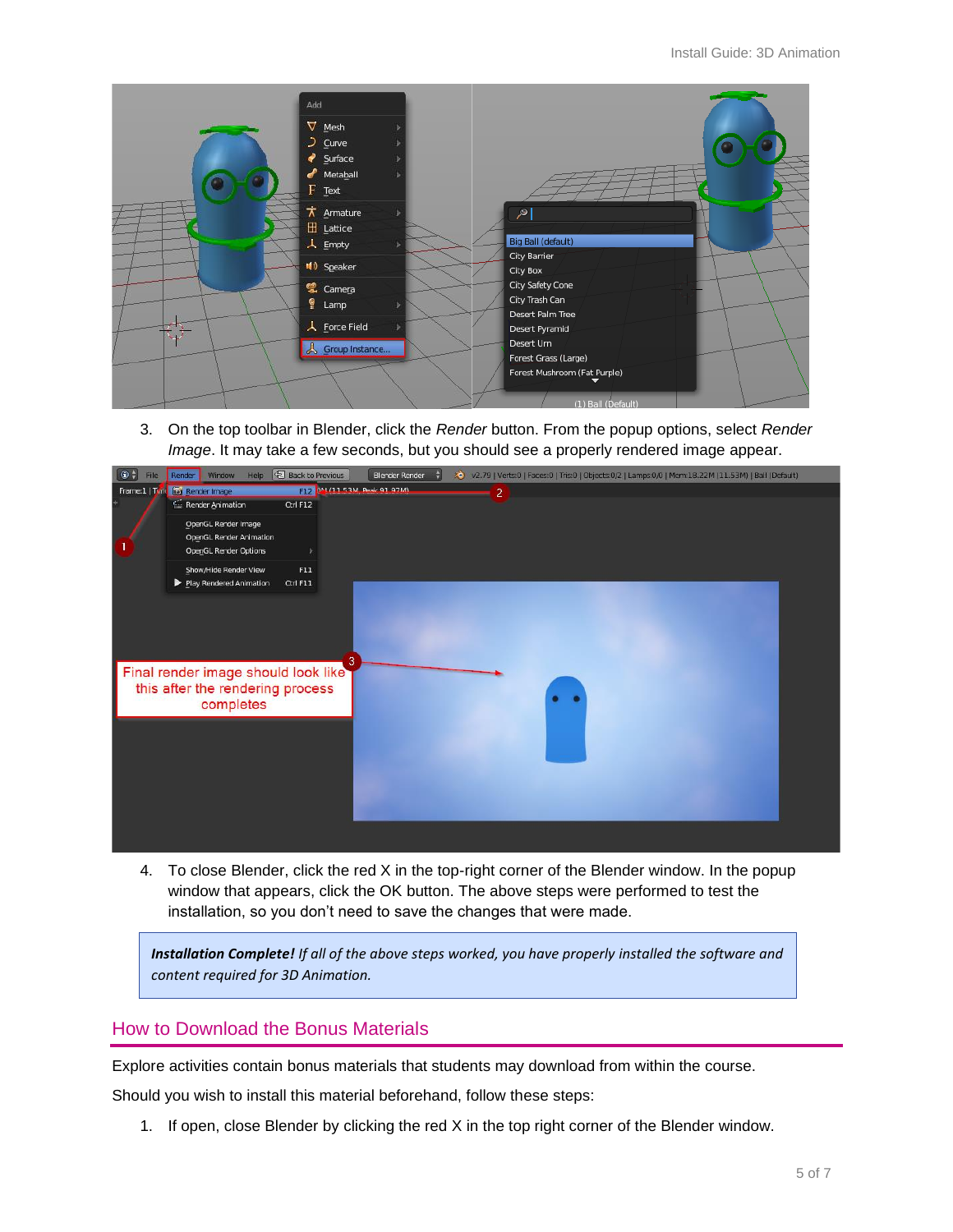3. On the top toolbar in Blender, click the *Render* button. From the popup options, select *Render Image*. It may take a few seconds, but you should see a properly rendered image appear.

4. To close Blender, click the red X in the top-right corner of the Blender window. In the popup window that appears, click the OK button. The above steps were performed to test the installation, so you don't need to save the changes that were made.

> ***Installation Complete!*** *If all of the above steps worked, you have properly installed the software and content required for 3D Animation.*

## How to Download the Bonus Materials

Explore activities contain bonus materials that students may download from within the course.

Should you wish to install this material beforehand, follow these steps:

1. If open, close Blender by clicking the red X in the top right corner of the Blender window.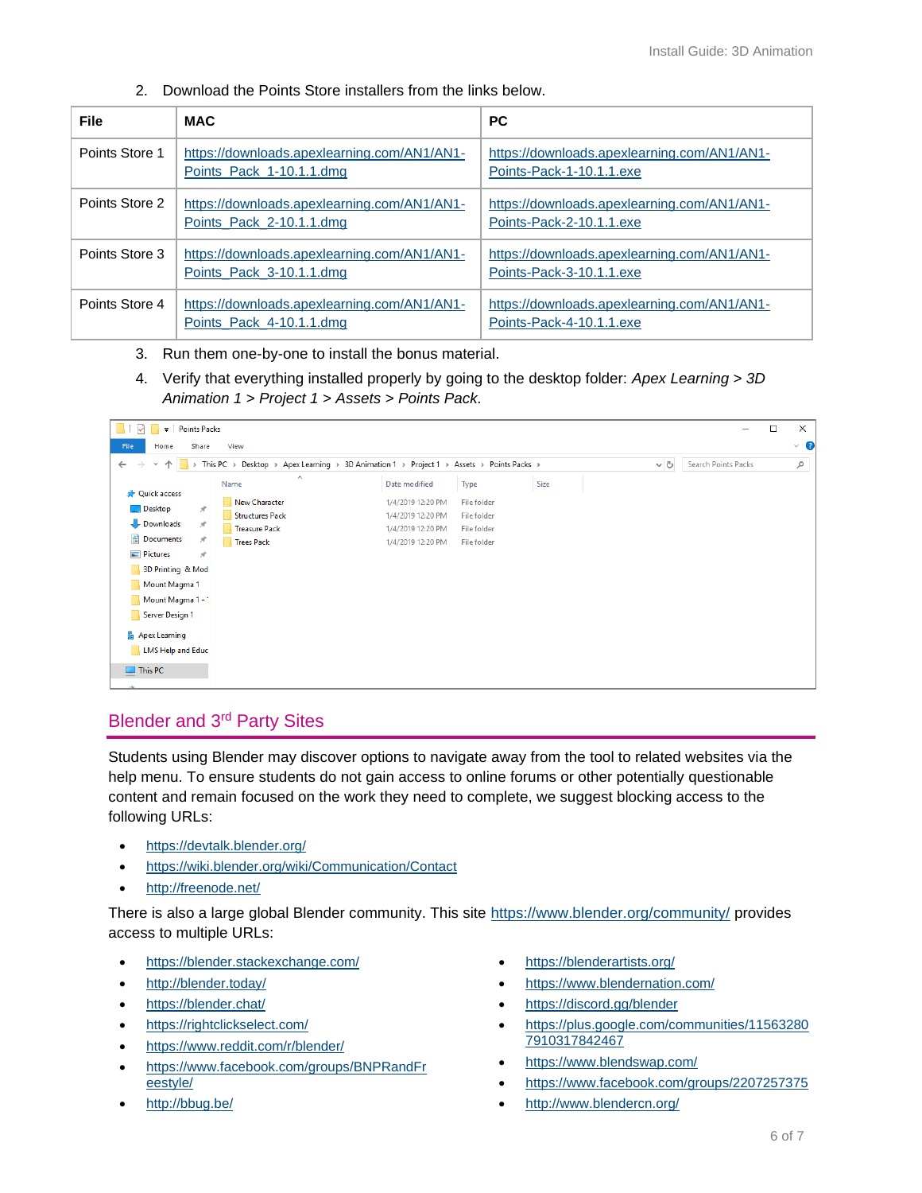2. Download the Points Store installers from the links below.

| File | MAC | PC |
|---|---|---|
| Points Store 1 | https://downloads.apexlearning.com/AN1/AN1-Points_Pack_1-10.1.1.dmg | https://downloads.apexlearning.com/AN1/AN1-Points-Pack-1-10.1.1.exe |
| Points Store 2 | https://downloads.apexlearning.com/AN1/AN1-Points_Pack_2-10.1.1.dmg | https://downloads.apexlearning.com/AN1/AN1-Points-Pack-2-10.1.1.exe |
| Points Store 3 | https://downloads.apexlearning.com/AN1/AN1-Points_Pack_3-10.1.1.dmg | https://downloads.apexlearning.com/AN1/AN1-Points-Pack-3-10.1.1.exe |
| Points Store 4 | https://downloads.apexlearning.com/AN1/AN1-Points_Pack_4-10.1.1.dmg | https://downloads.apexlearning.com/AN1/AN1-Points-Pack-4-10.1.1.exe |

3. Run them one-by-one to install the bonus material.
4. Verify that everything installed properly by going to the desktop folder: *Apex Learning > 3D Animation 1 > Project 1 > Assets > Points Pack.*

## Blender and 3rd Party Sites

Students using Blender may discover options to navigate away from the tool to related websites via the help menu. To ensure students do not gain access to online forums or other potentially questionable content and remain focused on the work they need to complete, we suggest blocking access to the following URLs:

- https://devtalk.blender.org/
- https://wiki.blender.org/wiki/Communication/Contact
- http://freenode.net/

There is also a large global Blender community. This site https://www.blender.org/community/ provides access to multiple URLs:

- https://blender.stackexchange.com/
- http://blender.today/
- https://blender.chat/
- https://rightclickselect.com/
- https://www.reddit.com/r/blender/
- https://www.facebook.com/groups/BNPRandFreestyle/
- http://bbug.be/
- https://blenderartists.org/
- https://www.blendernation.com/
- https://discord.gg/blender
- https://plus.google.com/communities/115632807910317842467
- https://www.blendswap.com/
- https://www.facebook.com/groups/2207257375
- http://www.blendercn.org/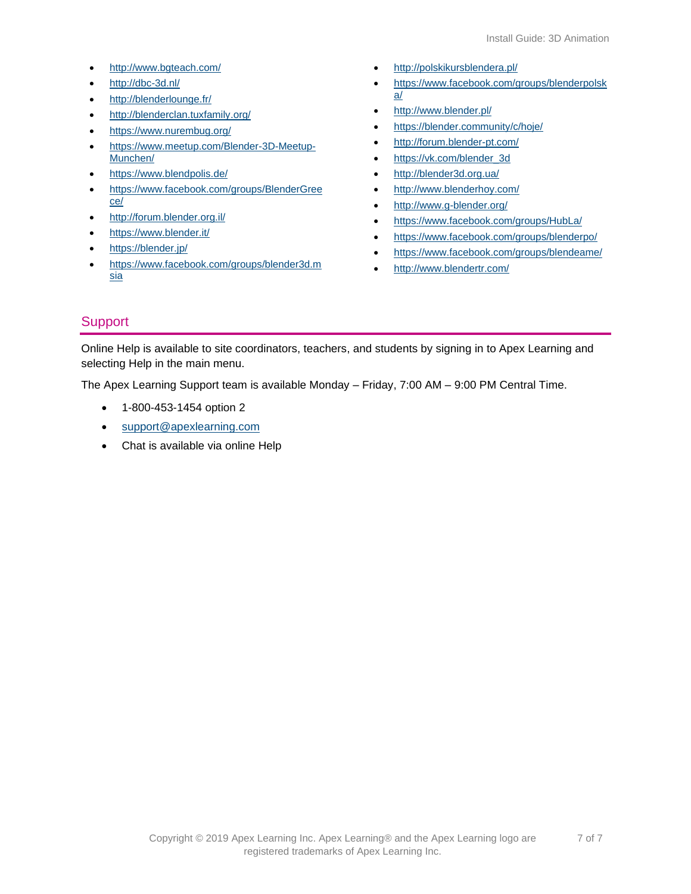- http://www.bgteach.com/
- http://dbc-3d.nl/
- http://blenderlounge.fr/
- http://blenderclan.tuxfamily.org/
- https://www.nurembug.org/
- https://www.meetup.com/Blender-3D-Meetup-Munchen/
- https://www.blendpolis.de/
- https://www.facebook.com/groups/BlenderGreece/
- http://forum.blender.org.il/
- https://www.blender.it/
- https://blender.jp/
- https://www.facebook.com/groups/blender3d.msia
- http://polskikursblendera.pl/
- https://www.facebook.com/groups/blenderpolska/
- http://www.blender.pl/
- https://blender.community/c/hoje/
- http://forum.blender-pt.com/
- https://vk.com/blender_3d
- http://blender3d.org.ua/
- http://www.blenderhoy.com/
- http://www.g-blender.org/
- https://www.facebook.com/groups/HubLa/
- https://www.facebook.com/groups/blenderpo/
- https://www.facebook.com/groups/blendeame/
- http://www.blendertr.com/

## Support

Online Help is available to site coordinators, teachers, and students by signing in to Apex Learning and selecting Help in the main menu.

The Apex Learning Support team is available Monday – Friday, 7:00 AM – 9:00 PM Central Time.

- 1-800-453-1454 option 2
- support@apexlearning.com
- Chat is available via online Help

Copyright © 2019 Apex Learning Inc. Apex Learning® and the Apex Learning logo are registered trademarks of Apex Learning Inc.